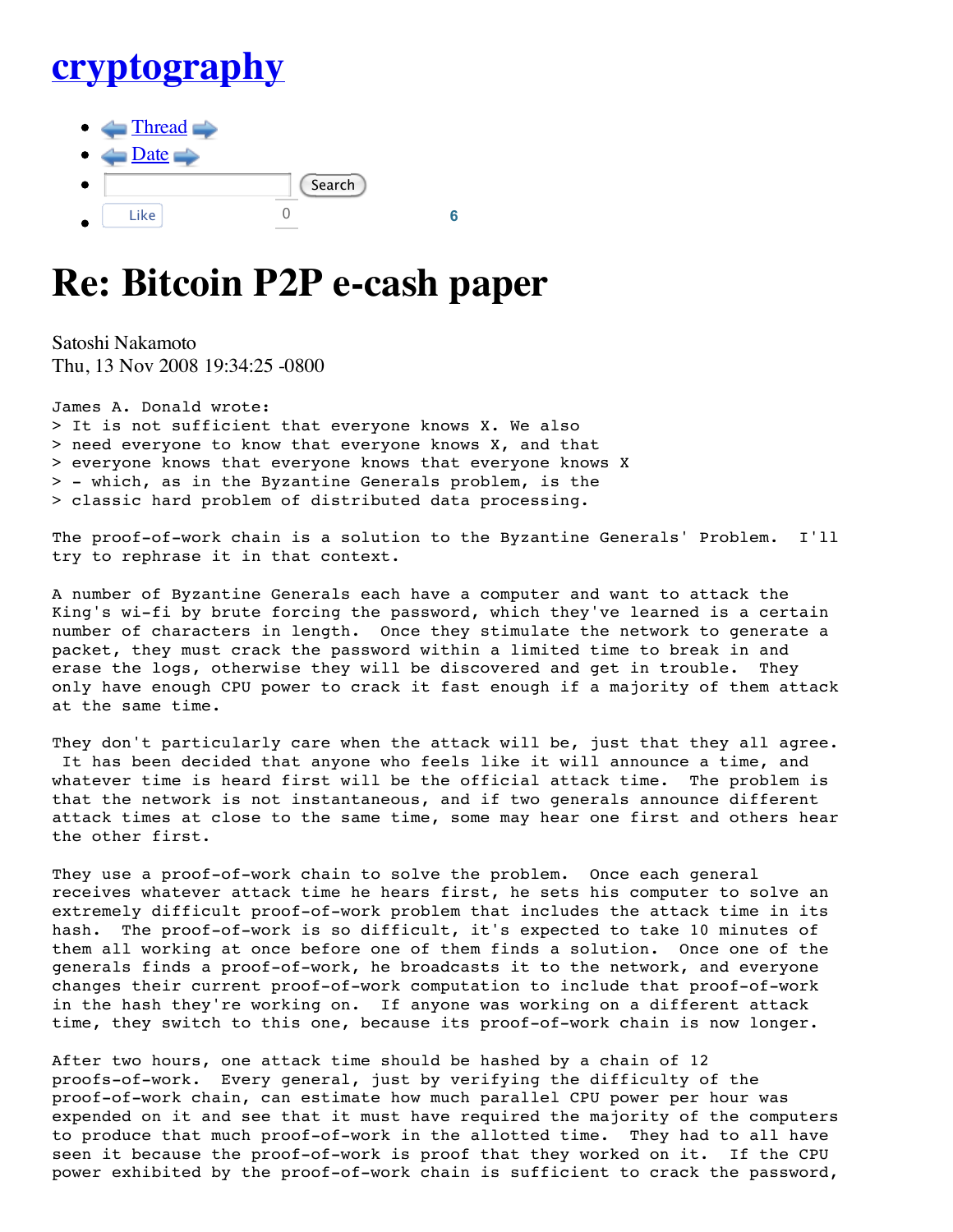# cryptography

- Thread
- Date
- Search
- Like 0 6

# Re: Bitcoin P2P e-cash paper

Satoshi Nakamoto
Thu, 13 Nov 2008 19:34:25 -0800

James A. Donald wrote:

> It is not sufficient that everyone knows X. We also
> need everyone to know that everyone knows X, and that
> everyone knows that everyone knows that everyone knows X
> - which, as in the Byzantine Generals problem, is the
> classic hard problem of distributed data processing.

The proof-of-work chain is a solution to the Byzantine Generals' Problem. I'll try to rephrase it in that context.

A number of Byzantine Generals each have a computer and want to attack the King's wi-fi by brute forcing the password, which they've learned is a certain number of characters in length. Once they stimulate the network to generate a packet, they must crack the password within a limited time to break in and erase the logs, otherwise they will be discovered and get in trouble. They only have enough CPU power to crack it fast enough if a majority of them attack at the same time.

They don't particularly care when the attack will be, just that they all agree. It has been decided that anyone who feels like it will announce a time, and whatever time is heard first will be the official attack time. The problem is that the network is not instantaneous, and if two generals announce different attack times at close to the same time, some may hear one first and others hear the other first.

They use a proof-of-work chain to solve the problem. Once each general receives whatever attack time he hears first, he sets his computer to solve an extremely difficult proof-of-work problem that includes the attack time in its hash. The proof-of-work is so difficult, it's expected to take 10 minutes of them all working at once before one of them finds a solution. Once one of the generals finds a proof-of-work, he broadcasts it to the network, and everyone changes their current proof-of-work computation to include that proof-of-work in the hash they're working on. If anyone was working on a different attack time, they switch to this one, because its proof-of-work chain is now longer.

After two hours, one attack time should be hashed by a chain of 12 proofs-of-work. Every general, just by verifying the difficulty of the proof-of-work chain, can estimate how much parallel CPU power per hour was expended on it and see that it must have required the majority of the computers to produce that much proof-of-work in the allotted time. They had to all have seen it because the proof-of-work is proof that they worked on it. If the CPU power exhibited by the proof-of-work chain is sufficient to crack the password,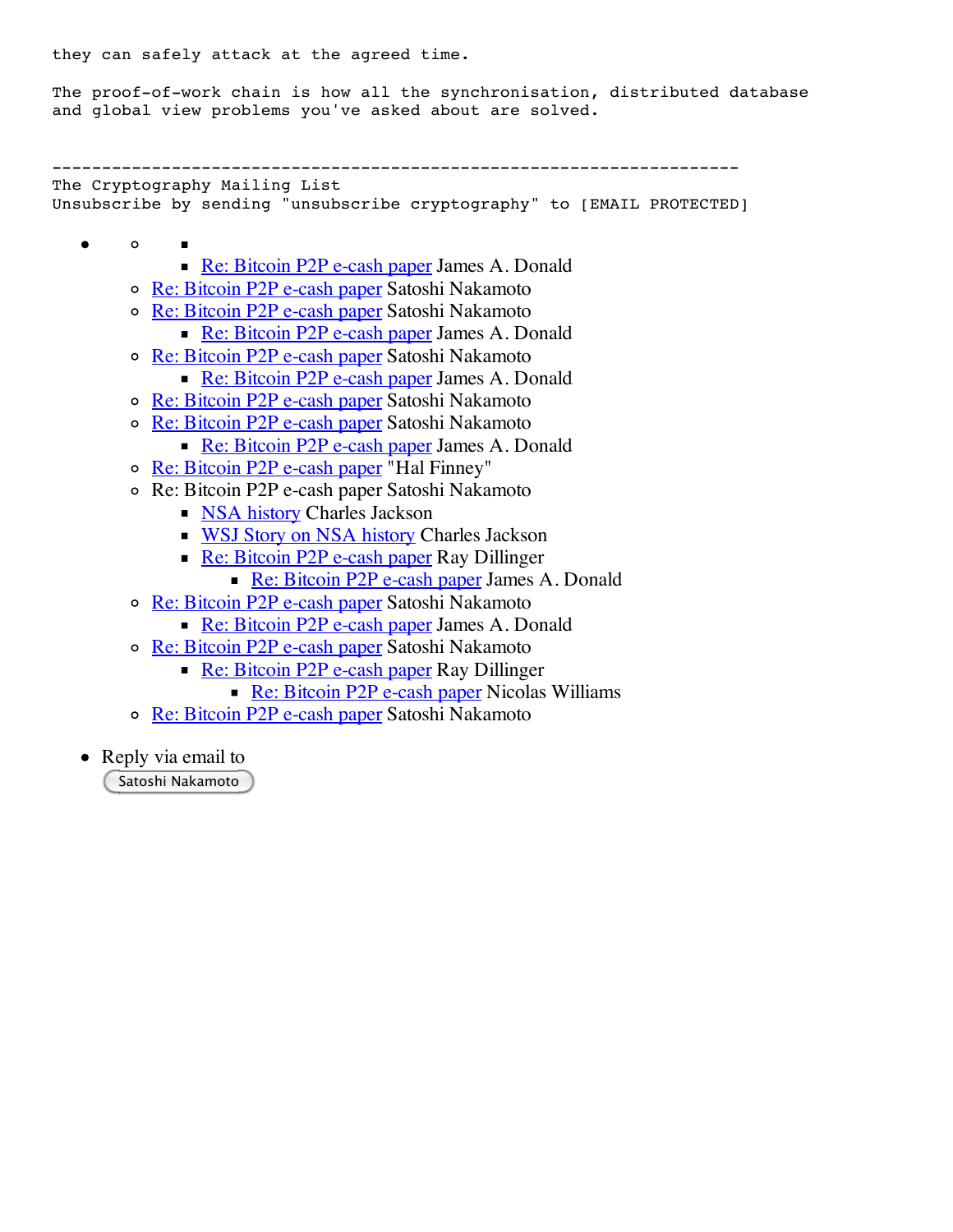```
they can safely attack at the agreed time.

The proof-of-work chain is how all the synchronisation, distributed database
and global view problems you've asked about are solved.


---------------------------------------------------------------------
The Cryptography Mailing List
Unsubscribe by sending "unsubscribe cryptography" to [EMAIL PROTECTED]
```

- 
  - 
    - 
    - Re: Bitcoin P2P e-cash paper James A. Donald
  - Re: Bitcoin P2P e-cash paper Satoshi Nakamoto
  - Re: Bitcoin P2P e-cash paper Satoshi Nakamoto
    - Re: Bitcoin P2P e-cash paper James A. Donald
  - Re: Bitcoin P2P e-cash paper Satoshi Nakamoto
    - Re: Bitcoin P2P e-cash paper James A. Donald
  - Re: Bitcoin P2P e-cash paper Satoshi Nakamoto
  - Re: Bitcoin P2P e-cash paper Satoshi Nakamoto
    - Re: Bitcoin P2P e-cash paper James A. Donald
  - Re: Bitcoin P2P e-cash paper "Hal Finney"
  - Re: Bitcoin P2P e-cash paper Satoshi Nakamoto
    - NSA history Charles Jackson
    - WSJ Story on NSA history Charles Jackson
    - Re: Bitcoin P2P e-cash paper Ray Dillinger
      - Re: Bitcoin P2P e-cash paper James A. Donald
  - Re: Bitcoin P2P e-cash paper Satoshi Nakamoto
    - Re: Bitcoin P2P e-cash paper James A. Donald
  - Re: Bitcoin P2P e-cash paper Satoshi Nakamoto
    - Re: Bitcoin P2P e-cash paper Ray Dillinger
      - Re: Bitcoin P2P e-cash paper Nicolas Williams
  - Re: Bitcoin P2P e-cash paper Satoshi Nakamoto

- Reply via email to
  Satoshi Nakamoto